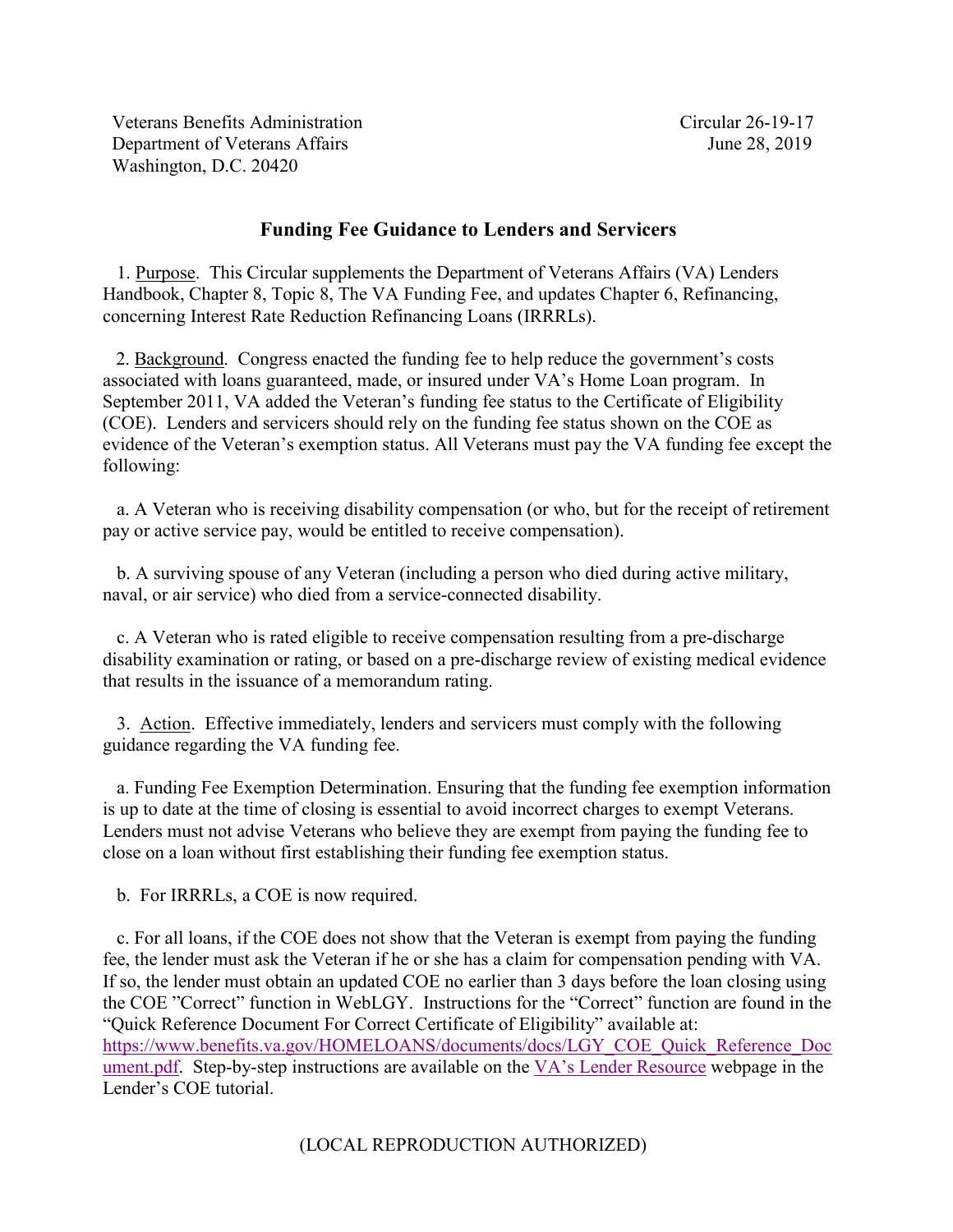Veterans Benefits Administration
Department of Veterans Affairs
Washington, D.C. 20420

Circular 26-19-17
June 28, 2019

## Funding Fee Guidance to Lenders and Servicers

1. Purpose. This Circular supplements the Department of Veterans Affairs (VA) Lenders Handbook, Chapter 8, Topic 8, The VA Funding Fee, and updates Chapter 6, Refinancing, concerning Interest Rate Reduction Refinancing Loans (IRRRLs).

2. Background. Congress enacted the funding fee to help reduce the government's costs associated with loans guaranteed, made, or insured under VA's Home Loan program. In September 2011, VA added the Veteran's funding fee status to the Certificate of Eligibility (COE). Lenders and servicers should rely on the funding fee status shown on the COE as evidence of the Veteran's exemption status. All Veterans must pay the VA funding fee except the following:

a. A Veteran who is receiving disability compensation (or who, but for the receipt of retirement pay or active service pay, would be entitled to receive compensation).

b. A surviving spouse of any Veteran (including a person who died during active military, naval, or air service) who died from a service-connected disability.

c. A Veteran who is rated eligible to receive compensation resulting from a pre-discharge disability examination or rating, or based on a pre-discharge review of existing medical evidence that results in the issuance of a memorandum rating.

3. Action. Effective immediately, lenders and servicers must comply with the following guidance regarding the VA funding fee.

a. Funding Fee Exemption Determination. Ensuring that the funding fee exemption information is up to date at the time of closing is essential to avoid incorrect charges to exempt Veterans. Lenders must not advise Veterans who believe they are exempt from paying the funding fee to close on a loan without first establishing their funding fee exemption status.

b. For IRRRLs, a COE is now required.

c. For all loans, if the COE does not show that the Veteran is exempt from paying the funding fee, the lender must ask the Veteran if he or she has a claim for compensation pending with VA. If so, the lender must obtain an updated COE no earlier than 3 days before the loan closing using the COE "Correct" function in WebLGY. Instructions for the "Correct" function are found in the "Quick Reference Document For Correct Certificate of Eligibility" available at: [https://www.benefits.va.gov/HOMELOANS/documents/docs/LGY_COE_Quick_Reference_Document.pdf](https://www.benefits.va.gov/HOMELOANS/documents/docs/LGY_COE_Quick_Reference_Document.pdf). Step-by-step instructions are available on the VA's Lender Resource webpage in the Lender's COE tutorial.

(LOCAL REPRODUCTION AUTHORIZED)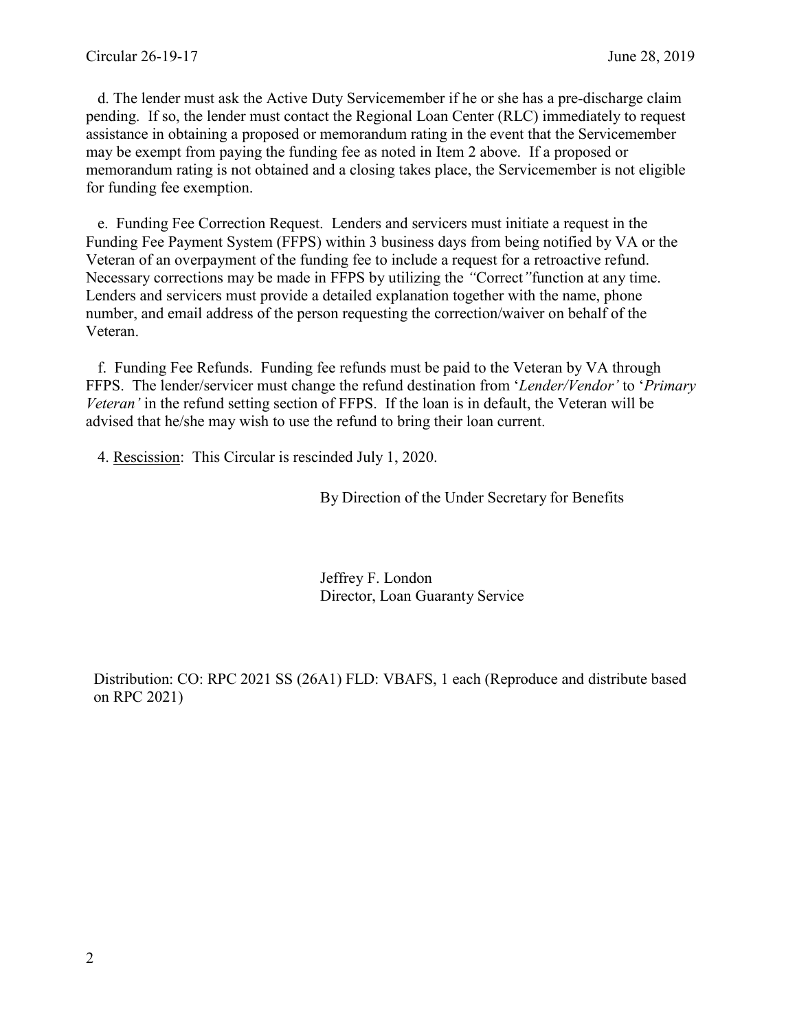d. The lender must ask the Active Duty Servicemember if he or she has a pre-discharge claim pending. If so, the lender must contact the Regional Loan Center (RLC) immediately to request assistance in obtaining a proposed or memorandum rating in the event that the Servicemember may be exempt from paying the funding fee as noted in Item 2 above. If a proposed or memorandum rating is not obtained and a closing takes place, the Servicemember is not eligible for funding fee exemption.

e. Funding Fee Correction Request. Lenders and servicers must initiate a request in the Funding Fee Payment System (FFPS) within 3 business days from being notified by VA or the Veteran of an overpayment of the funding fee to include a request for a retroactive refund. Necessary corrections may be made in FFPS by utilizing the *"*Correct*"*function at any time. Lenders and servicers must provide a detailed explanation together with the name, phone number, and email address of the person requesting the correction/waiver on behalf of the Veteran.

f. Funding Fee Refunds. Funding fee refunds must be paid to the Veteran by VA through FFPS. The lender/servicer must change the refund destination from '*Lender/Vendor'* to '*Primary Veteran'* in the refund setting section of FFPS. If the loan is in default, the Veteran will be advised that he/she may wish to use the refund to bring their loan current.

4. Rescission: This Circular is rescinded July 1, 2020.

By Direction of the Under Secretary for Benefits

Jeffrey F. London
Director, Loan Guaranty Service

Distribution: CO: RPC 2021 SS (26A1) FLD: VBAFS, 1 each (Reproduce and distribute based on RPC 2021)